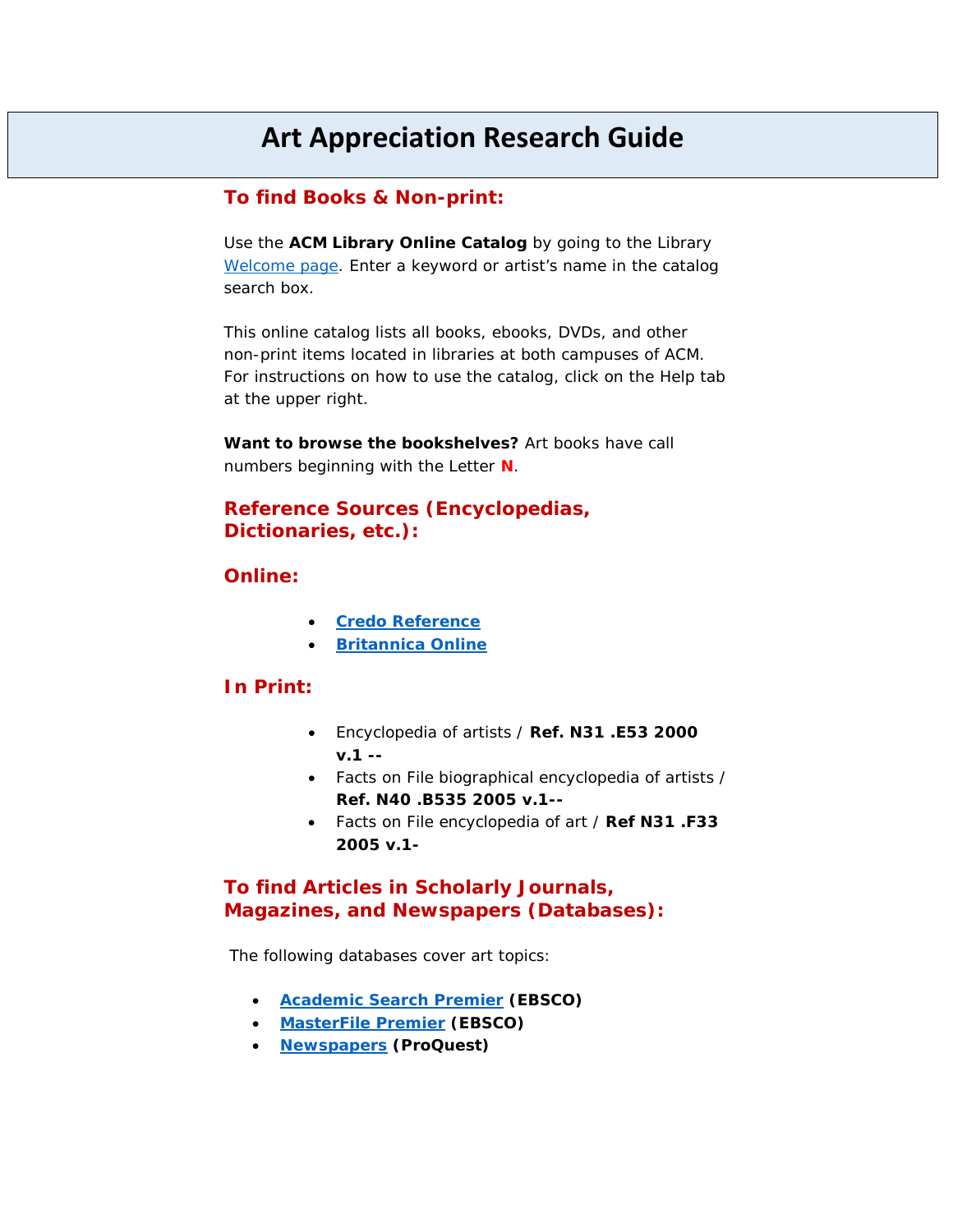# Art Appreciation Research Guide

## To find Books & Non-print:

Use the **ACM Library Online Catalog** by going to the Library Welcome page. Enter a keyword or artist's name in the catalog search box.

This online catalog lists all books, ebooks, DVDs, and other non-print items located in libraries at both campuses of ACM. For instructions on how to use the catalog, click on the Help tab at the upper right.

**Want to browse the bookshelves?** Art books have call numbers beginning with the Letter **N**.

## Reference Sources (Encyclopedias, Dictionaries, etc.):

### Online:

- **Credo Reference**
- **Britannica Online**

### In Print:

- Encyclopedia of artists / **Ref. N31 .E53 2000 v.1 --**
- Facts on File biographical encyclopedia of artists / **Ref. N40 .B535 2005 v.1--**
- Facts on File encyclopedia of art / **Ref N31 .F33 2005 v.1-**

## To find Articles in Scholarly Journals, Magazines, and Newspapers (Databases):

The following databases cover art topics:

- **Academic Search Premier (EBSCO)**
- **MasterFile Premier (EBSCO)**
- **Newspapers (ProQuest)**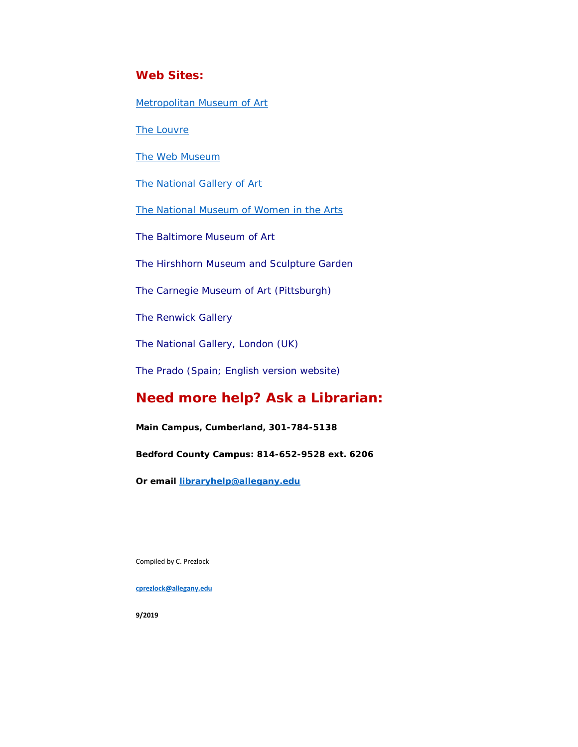## Web Sites:

Metropolitan Museum of Art

The Louvre

The Web Museum

The National Gallery of Art

The National Museum of Women in the Arts

The Baltimore Museum of Art

The Hirshhorn Museum and Sculpture Garden

The Carnegie Museum of Art (Pittsburgh)

The Renwick Gallery

The National Gallery, London (UK)

The Prado (Spain; English version website)

# Need more help? Ask a Librarian:

**Main Campus, Cumberland, 301-784-5138**

**Bedford County Campus: 814-652-9528 ext. 6206**

**Or email libraryhelp@allegany.edu**

Compiled by C. Prezlock

**cprezlock@allegany.edu**

**9/2019**